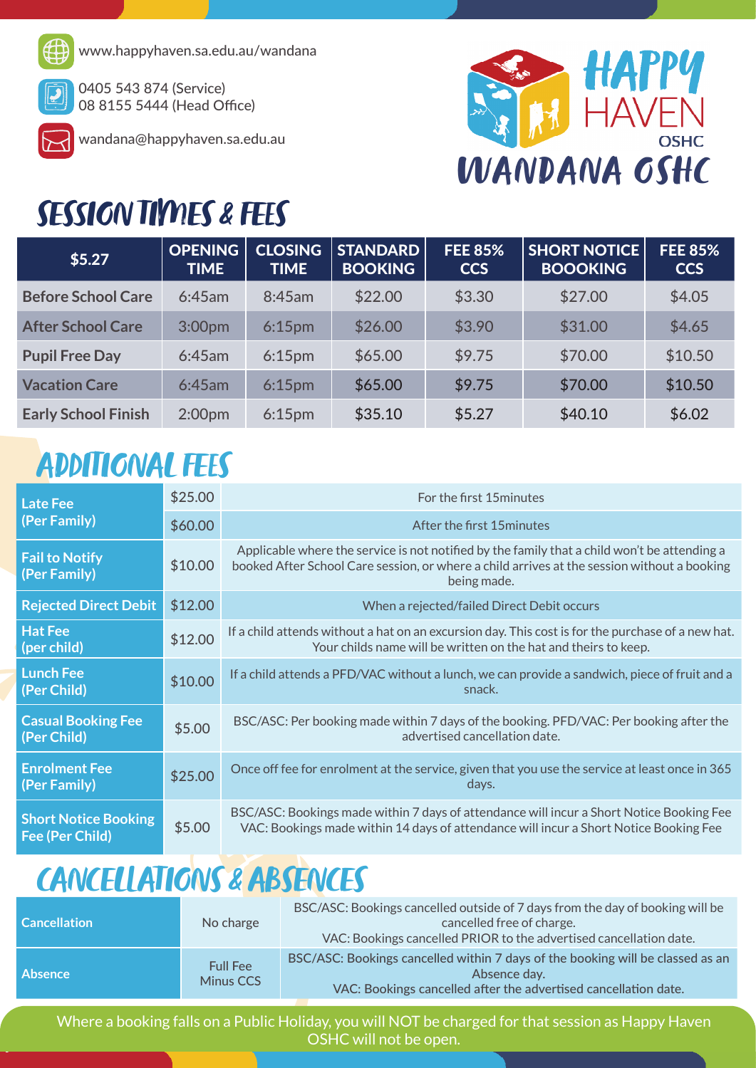www.happyhaven.sa.edu.au/wandana

0405 543 874 (Service)
08 8155 5444 (Head Office)

wandana@happyhaven.sa.edu.au

HAPPY HAVEN OSHC
WANDANA OSHC

# SESSION TIMES & FEES

| $5.27 | OPENING TIME | CLOSING TIME | STANDARD BOOKING | FEE 85% CCS | SHORT NOTICE BOOOKING | FEE 85% CCS |
|---|---|---|---|---|---|---|
| Before School Care | 6:45am | 8:45am | $22.00 | $3.30 | $27.00 | $4.05 |
| After School Care | 3:00pm | 6:15pm | $26.00 | $3.90 | $31.00 | $4.65 |
| Pupil Free Day | 6:45am | 6:15pm | $65.00 | $9.75 | $70.00 | $10.50 |
| Vacation Care | 6:45am | 6:15pm | $65.00 | $9.75 | $70.00 | $10.50 |
| Early School Finish | 2:00pm | 6:15pm | $35.10 | $5.27 | $40.10 | $6.02 |

# ADDITIONAL FEES

| | | |
|---|---|---|
| Late Fee (Per Family) | $25.00 | For the first 15minutes |
| | $60.00 | After the first 15minutes |
| Fail to Notify (Per Family) | $10.00 | Applicable where the service is not notified by the family that a child won't be attending a booked After School Care session, or where a child arrives at the session without a booking being made. |
| Rejected Direct Debit | $12.00 | When a rejected/failed Direct Debit occurs |
| Hat Fee (per child) | $12.00 | If a child attends without a hat on an excursion day. This cost is for the purchase of a new hat. Your childs name will be written on the hat and theirs to keep. |
| Lunch Fee (Per Child) | $10.00 | If a child attends a PFD/VAC without a lunch, we can provide a sandwich, piece of fruit and a snack. |
| Casual Booking Fee (Per Child) | $5.00 | BSC/ASC: Per booking made within 7 days of the booking. PFD/VAC: Per booking after the advertised cancellation date. |
| Enrolment Fee (Per Family) | $25.00 | Once off fee for enrolment at the service, given that you use the service at least once in 365 days. |
| Short Notice Booking Fee (Per Child) | $5.00 | BSC/ASC: Bookings made within 7 days of attendance will incur a Short Notice Booking Fee<br>VAC: Bookings made within 14 days of attendance will incur a Short Notice Booking Fee |

# CANCELLATIONS & ABSENCES

| | | |
|---|---|---|
| Cancellation | No charge | BSC/ASC: Bookings cancelled outside of 7 days from the day of booking will be cancelled free of charge.<br>VAC: Bookings cancelled PRIOR to the advertised cancellation date. |
| Absence | Full Fee Minus CCS | BSC/ASC: Bookings cancelled within 7 days of the booking will be classed as an Absence day.<br>VAC: Bookings cancelled after the advertised cancellation date. |

Where a booking falls on a Public Holiday, you will NOT be charged for that session as Happy Haven OSHC will not be open.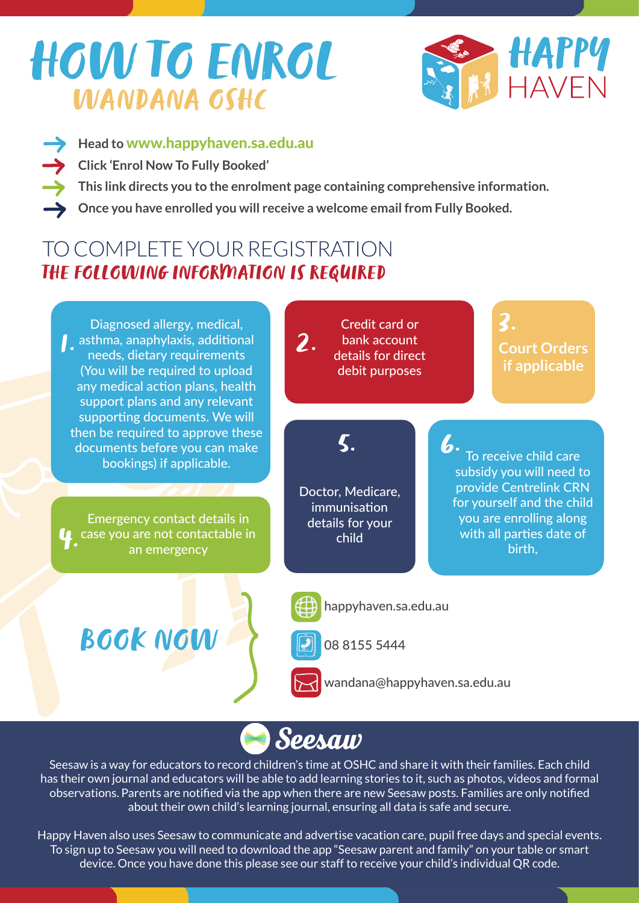# HOW TO ENROL
## WANDANA OSHC

HAPPY HAVEN

- Head to **www.happyhaven.sa.edu.au**
- Click 'Enrol Now To Fully Booked'
- This link directs you to the enrolment page containing comprehensive information.
- Once you have enrolled you will receive a welcome email from Fully Booked.

## TO COMPLETE YOUR REGISTRATION
### THE FOLLOWING INFORMATION IS REQUIRED

1. Diagnosed allergy, medical, asthma, anaphylaxis, additional needs, dietary requirements (You will be required to upload any medical action plans, health support plans and any relevant supporting documents. We will then be required to approve these documents before you can make bookings) if applicable.
2. Credit card or bank account details for direct debit purposes
3. Court Orders if applicable
4. Emergency contact details in case you are not contactable in an emergency
5. Doctor, Medicare, immunisation details for your child
6. To receive child care subsidy you will need to provide Centrelink CRN for yourself and the child you are enrolling along with all parties date of birth,

## BOOK NOW

happyhaven.sa.edu.au

08 8155 5444

wandana@happyhaven.sa.edu.au

## Seesaw

Seesaw is a way for educators to record children's time at OSHC and share it with their families. Each child has their own journal and educators will be able to add learning stories to it, such as photos, videos and formal observations. Parents are notified via the app when there are new Seesaw posts. Families are only notified about their own child's learning journal, ensuring all data is safe and secure.

Happy Haven also uses Seesaw to communicate and advertise vacation care, pupil free days and special events. To sign up to Seesaw you will need to download the app "Seesaw parent and family" on your table or smart device. Once you have done this please see our staff to receive your child's individual QR code.